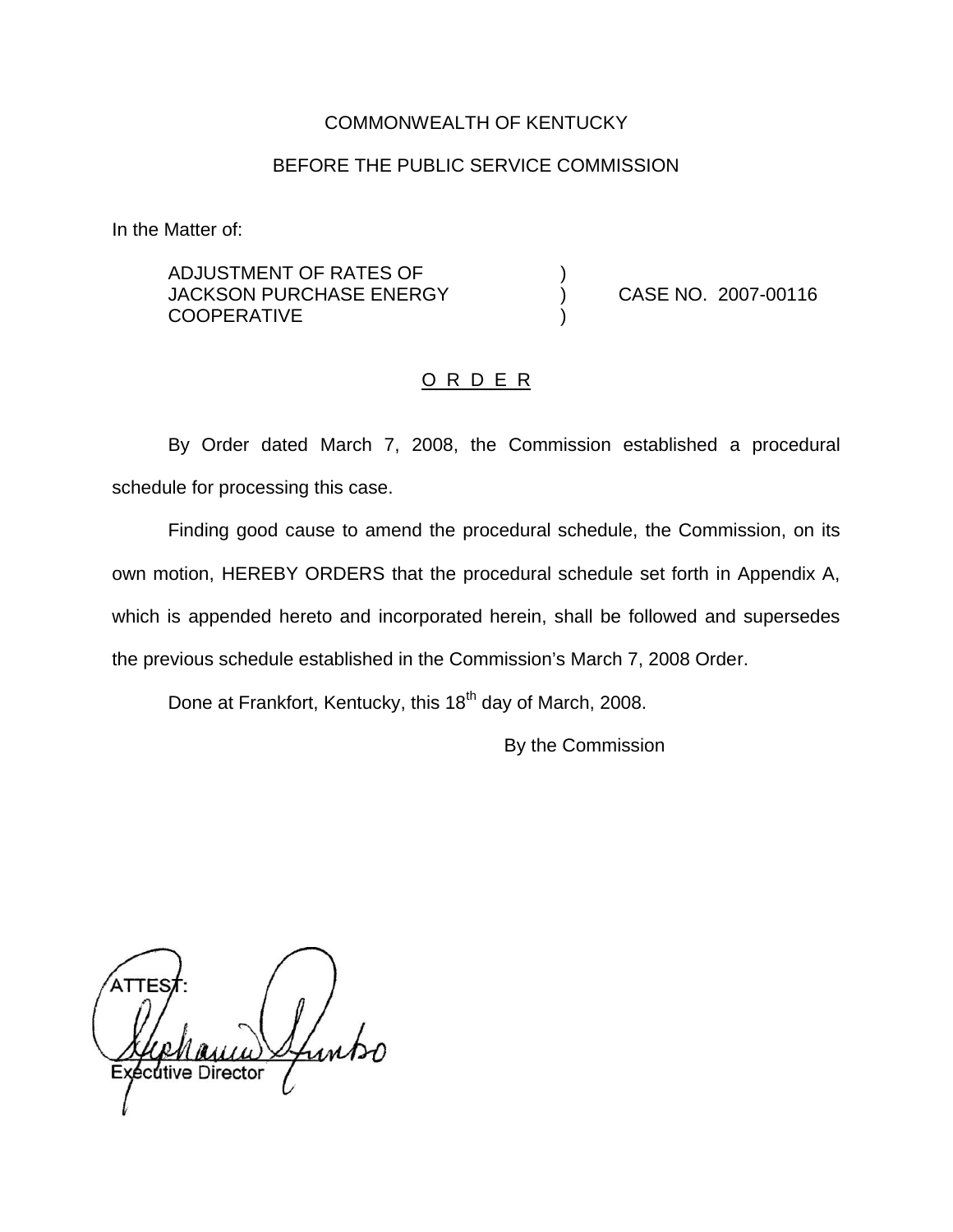COMMONWEALTH OF KENTUCKY

BEFORE THE PUBLIC SERVICE COMMISSION

In the Matter of:

ADJUSTMENT OF RATES OF JACKSON PURCHASE ENERGY COOPERATIVE ) CASE NO. 2007-00116

## O R D E R

By Order dated March 7, 2008, the Commission established a procedural schedule for processing this case.

Finding good cause to amend the procedural schedule, the Commission, on its own motion, HEREBY ORDERS that the procedural schedule set forth in Appendix A, which is appended hereto and incorporated herein, shall be followed and supersedes the previous schedule established in the Commission's March 7, 2008 Order.

Done at Frankfort, Kentucky, this 18th day of March, 2008.

By the Commission

ATTEST:

Executive Director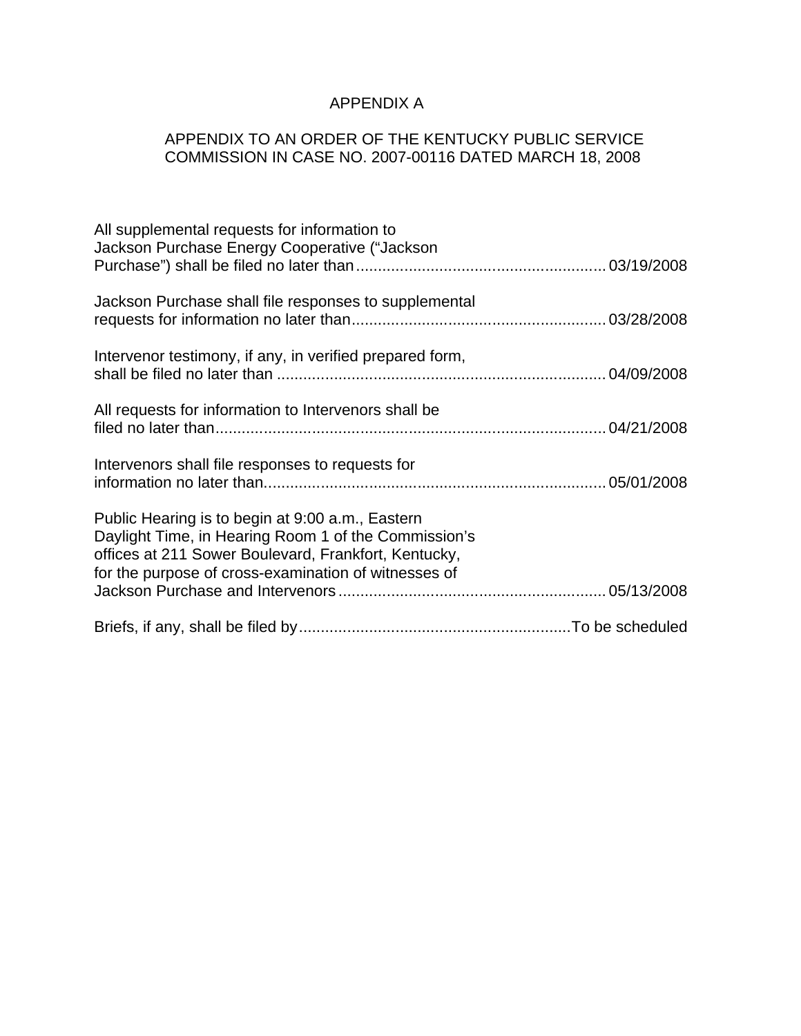APPENDIX A

APPENDIX TO AN ORDER OF THE KENTUCKY PUBLIC SERVICE COMMISSION IN CASE NO. 2007-00116 DATED MARCH 18, 2008

| | |
|---|---|
| All supplemental requests for information to Jackson Purchase Energy Cooperative ("Jackson Purchase") shall be filed no later than | 03/19/2008 |
| Jackson Purchase shall file responses to supplemental requests for information no later than | 03/28/2008 |
| Intervenor testimony, if any, in verified prepared form, shall be filed no later than | 04/09/2008 |
| All requests for information to Intervenors shall be filed no later than | 04/21/2008 |
| Intervenors shall file responses to requests for information no later than | 05/01/2008 |
| Public Hearing is to begin at 9:00 a.m., Eastern Daylight Time, in Hearing Room 1 of the Commission's offices at 211 Sower Boulevard, Frankfort, Kentucky, for the purpose of cross-examination of witnesses of Jackson Purchase and Intervenors | 05/13/2008 |
| Briefs, if any, shall be filed by | To be scheduled |